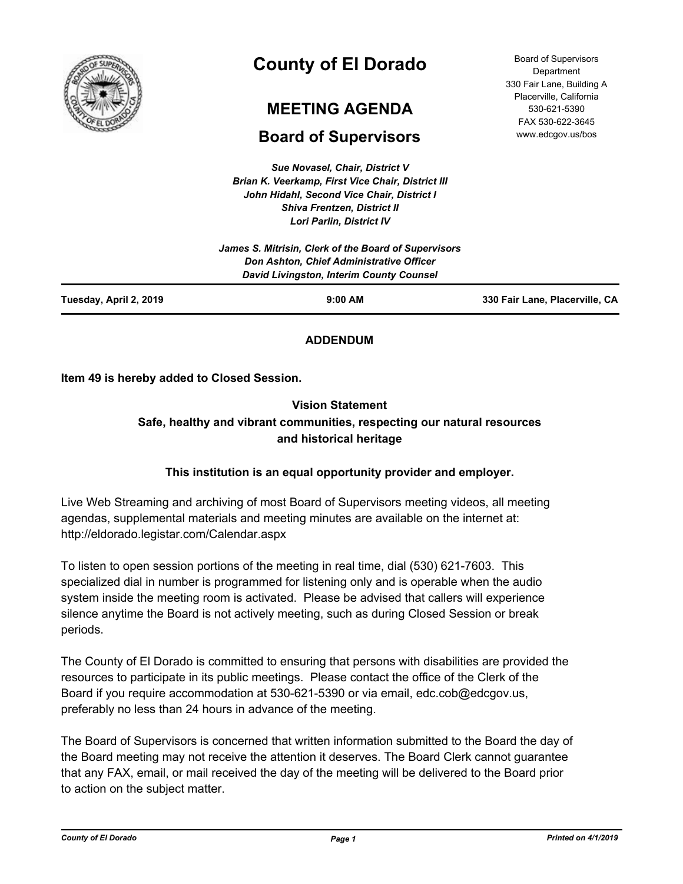# County of El Dorado

## MEETING AGENDA

## Board of Supervisors

Board of Supervisors Department
330 Fair Lane, Building A
Placerville, California
530-621-5390
FAX 530-622-3645
www.edcgov.us/bos

*Sue Novasel, Chair, District V*
*Brian K. Veerkamp, First Vice Chair, District III*
*John Hidahl, Second Vice Chair, District I*
*Shiva Frentzen, District II*
*Lori Parlin, District IV*

*James S. Mitrisin, Clerk of the Board of Supervisors*
*Don Ashton, Chief Administrative Officer*
*David Livingston, Interim County Counsel*

**Tuesday, April 2, 2019** | **9:00 AM** | **330 Fair Lane, Placerville, CA**

**ADDENDUM**

**Item 49 is hereby added to Closed Session.**

**Vision Statement**
**Safe, healthy and vibrant communities, respecting our natural resources and historical heritage**

**This institution is an equal opportunity provider and employer.**

Live Web Streaming and archiving of most Board of Supervisors meeting videos, all meeting agendas, supplemental materials and meeting minutes are available on the internet at: http://eldorado.legistar.com/Calendar.aspx

To listen to open session portions of the meeting in real time, dial (530) 621-7603. This specialized dial in number is programmed for listening only and is operable when the audio system inside the meeting room is activated. Please be advised that callers will experience silence anytime the Board is not actively meeting, such as during Closed Session or break periods.

The County of El Dorado is committed to ensuring that persons with disabilities are provided the resources to participate in its public meetings. Please contact the office of the Clerk of the Board if you require accommodation at 530-621-5390 or via email, edc.cob@edcgov.us, preferably no less than 24 hours in advance of the meeting.

The Board of Supervisors is concerned that written information submitted to the Board the day of the Board meeting may not receive the attention it deserves. The Board Clerk cannot guarantee that any FAX, email, or mail received the day of the meeting will be delivered to the Board prior to action on the subject matter.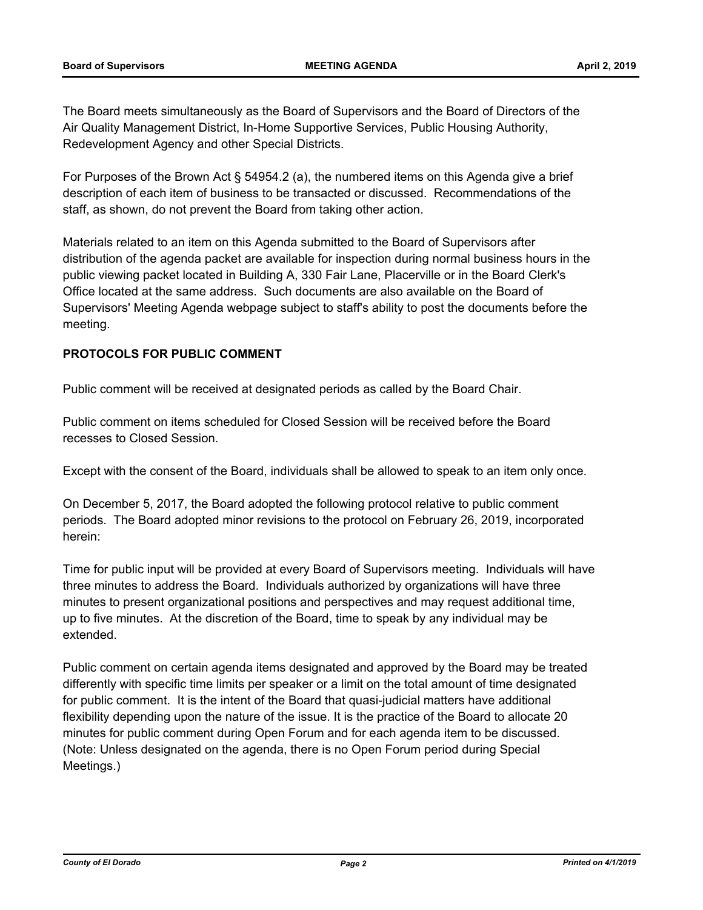The Board meets simultaneously as the Board of Supervisors and the Board of Directors of the Air Quality Management District, In-Home Supportive Services, Public Housing Authority, Redevelopment Agency and other Special Districts.

For Purposes of the Brown Act § 54954.2 (a), the numbered items on this Agenda give a brief description of each item of business to be transacted or discussed. Recommendations of the staff, as shown, do not prevent the Board from taking other action.

Materials related to an item on this Agenda submitted to the Board of Supervisors after distribution of the agenda packet are available for inspection during normal business hours in the public viewing packet located in Building A, 330 Fair Lane, Placerville or in the Board Clerk's Office located at the same address. Such documents are also available on the Board of Supervisors' Meeting Agenda webpage subject to staff's ability to post the documents before the meeting.

**PROTOCOLS FOR PUBLIC COMMENT**

Public comment will be received at designated periods as called by the Board Chair.

Public comment on items scheduled for Closed Session will be received before the Board recesses to Closed Session.

Except with the consent of the Board, individuals shall be allowed to speak to an item only once.

On December 5, 2017, the Board adopted the following protocol relative to public comment periods. The Board adopted minor revisions to the protocol on February 26, 2019, incorporated herein:

Time for public input will be provided at every Board of Supervisors meeting. Individuals will have three minutes to address the Board. Individuals authorized by organizations will have three minutes to present organizational positions and perspectives and may request additional time, up to five minutes. At the discretion of the Board, time to speak by any individual may be extended.

Public comment on certain agenda items designated and approved by the Board may be treated differently with specific time limits per speaker or a limit on the total amount of time designated for public comment. It is the intent of the Board that quasi-judicial matters have additional flexibility depending upon the nature of the issue. It is the practice of the Board to allocate 20 minutes for public comment during Open Forum and for each agenda item to be discussed. (Note: Unless designated on the agenda, there is no Open Forum period during Special Meetings.)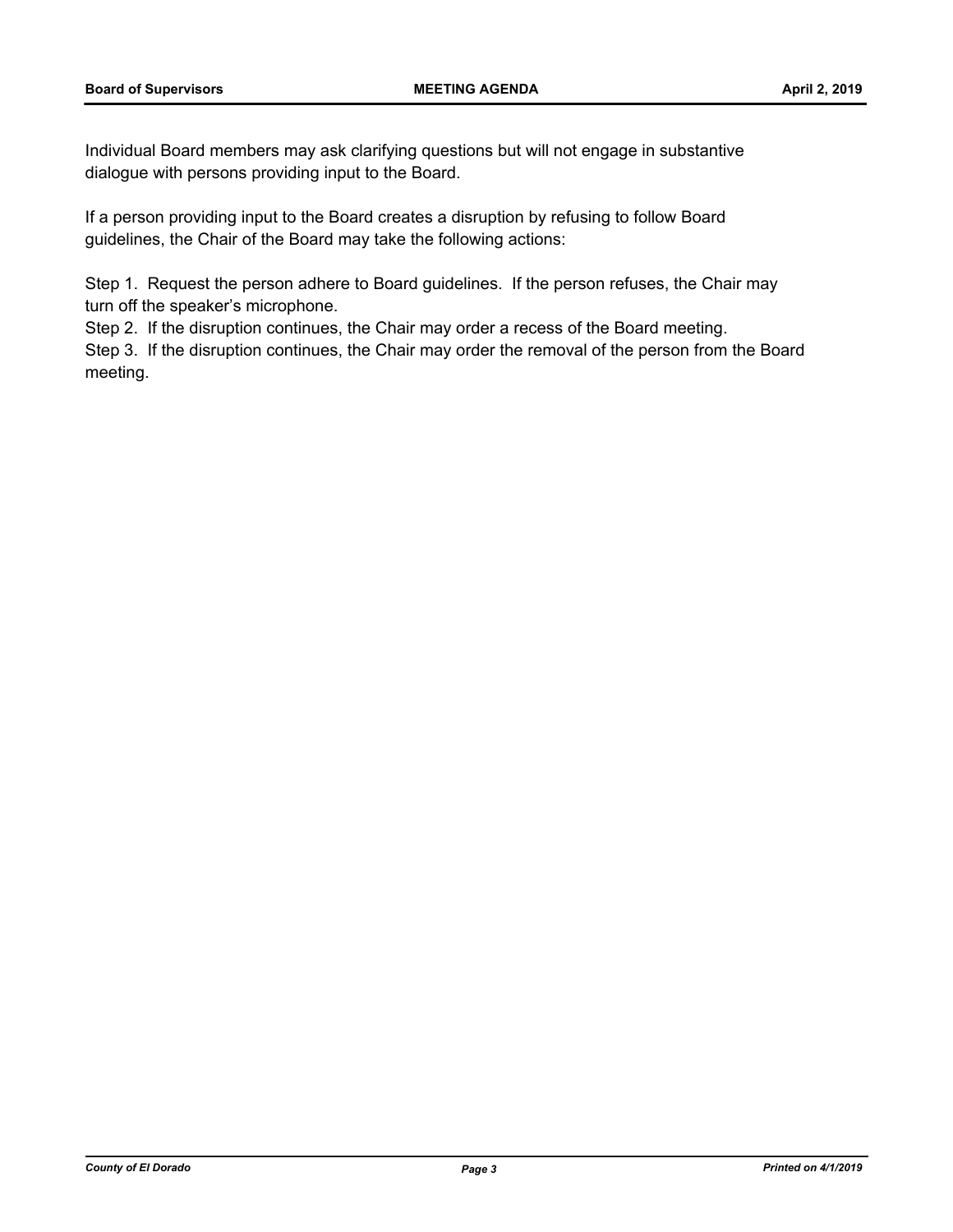Individual Board members may ask clarifying questions but will not engage in substantive dialogue with persons providing input to the Board.

If a person providing input to the Board creates a disruption by refusing to follow Board guidelines, the Chair of the Board may take the following actions:

Step 1. Request the person adhere to Board guidelines. If the person refuses, the Chair may turn off the speaker's microphone.

Step 2. If the disruption continues, the Chair may order a recess of the Board meeting.

Step 3. If the disruption continues, the Chair may order the removal of the person from the Board meeting.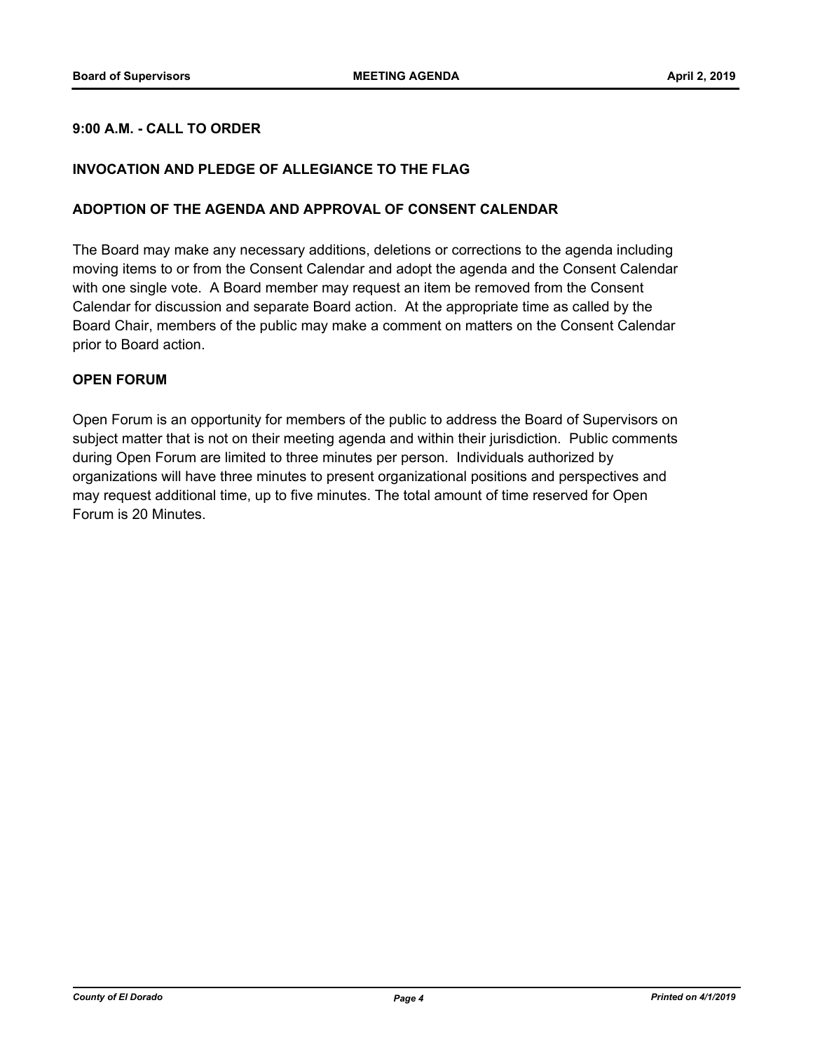**9:00 A.M. - CALL TO ORDER**

**INVOCATION AND PLEDGE OF ALLEGIANCE TO THE FLAG**

**ADOPTION OF THE AGENDA AND APPROVAL OF CONSENT CALENDAR**

The Board may make any necessary additions, deletions or corrections to the agenda including moving items to or from the Consent Calendar and adopt the agenda and the Consent Calendar with one single vote. A Board member may request an item be removed from the Consent Calendar for discussion and separate Board action. At the appropriate time as called by the Board Chair, members of the public may make a comment on matters on the Consent Calendar prior to Board action.

**OPEN FORUM**

Open Forum is an opportunity for members of the public to address the Board of Supervisors on subject matter that is not on their meeting agenda and within their jurisdiction. Public comments during Open Forum are limited to three minutes per person. Individuals authorized by organizations will have three minutes to present organizational positions and perspectives and may request additional time, up to five minutes. The total amount of time reserved for Open Forum is 20 Minutes.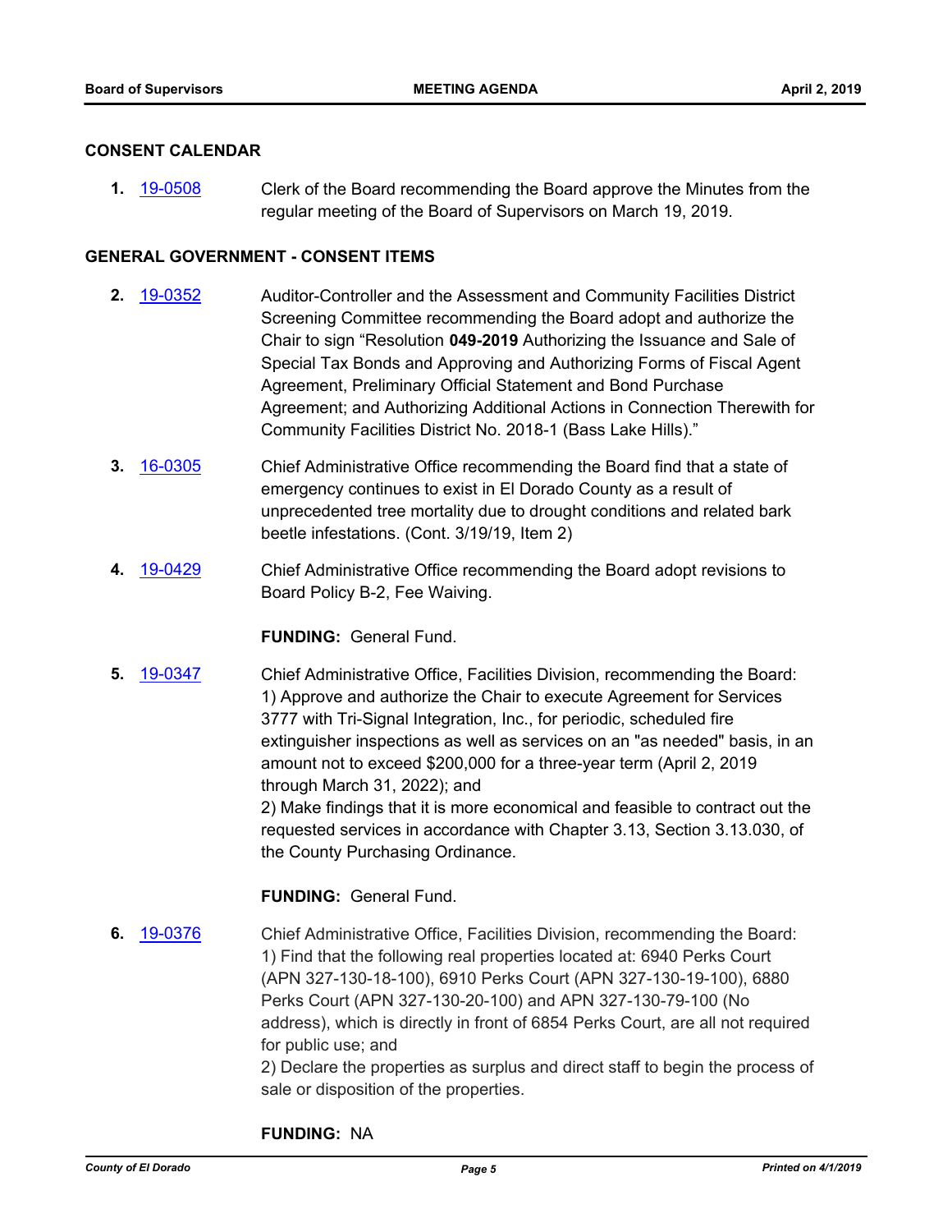## CONSENT CALENDAR

**1.** 19-0508 Clerk of the Board recommending the Board approve the Minutes from the regular meeting of the Board of Supervisors on March 19, 2019.

## GENERAL GOVERNMENT - CONSENT ITEMS

**2.** 19-0352 Auditor-Controller and the Assessment and Community Facilities District Screening Committee recommending the Board adopt and authorize the Chair to sign "Resolution **049-2019** Authorizing the Issuance and Sale of Special Tax Bonds and Approving and Authorizing Forms of Fiscal Agent Agreement, Preliminary Official Statement and Bond Purchase Agreement; and Authorizing Additional Actions in Connection Therewith for Community Facilities District No. 2018-1 (Bass Lake Hills)."

**3.** 16-0305 Chief Administrative Office recommending the Board find that a state of emergency continues to exist in El Dorado County as a result of unprecedented tree mortality due to drought conditions and related bark beetle infestations. (Cont. 3/19/19, Item 2)

**4.** 19-0429 Chief Administrative Office recommending the Board adopt revisions to Board Policy B-2, Fee Waiving.

**FUNDING:** General Fund.

**5.** 19-0347 Chief Administrative Office, Facilities Division, recommending the Board:
1) Approve and authorize the Chair to execute Agreement for Services 3777 with Tri-Signal Integration, Inc., for periodic, scheduled fire extinguisher inspections as well as services on an "as needed" basis, in an amount not to exceed $200,000 for a three-year term (April 2, 2019 through March 31, 2022); and
2) Make findings that it is more economical and feasible to contract out the requested services in accordance with Chapter 3.13, Section 3.13.030, of the County Purchasing Ordinance.

**FUNDING:** General Fund.

**6.** 19-0376 Chief Administrative Office, Facilities Division, recommending the Board:
1) Find that the following real properties located at: 6940 Perks Court (APN 327-130-18-100), 6910 Perks Court (APN 327-130-19-100), 6880 Perks Court (APN 327-130-20-100) and APN 327-130-79-100 (No address), which is directly in front of 6854 Perks Court, are all not required for public use; and
2) Declare the properties as surplus and direct staff to begin the process of sale or disposition of the properties.

**FUNDING:** NA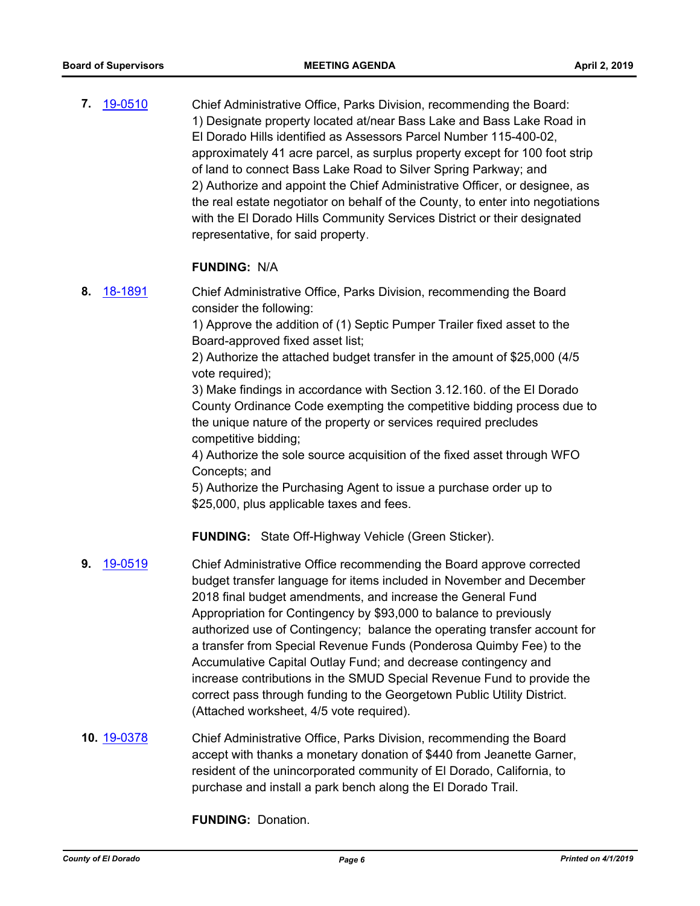**7.** 19-0510

Chief Administrative Office, Parks Division, recommending the Board:
1) Designate property located at/near Bass Lake and Bass Lake Road in El Dorado Hills identified as Assessors Parcel Number 115-400-02, approximately 41 acre parcel, as surplus property except for 100 foot strip of land to connect Bass Lake Road to Silver Spring Parkway; and
2) Authorize and appoint the Chief Administrative Officer, or designee, as the real estate negotiator on behalf of the County, to enter into negotiations with the El Dorado Hills Community Services District or their designated representative, for said property.

**FUNDING:** N/A

**8.** 18-1891

Chief Administrative Office, Parks Division, recommending the Board consider the following:
1) Approve the addition of (1) Septic Pumper Trailer fixed asset to the Board-approved fixed asset list;
2) Authorize the attached budget transfer in the amount of $25,000 (4/5 vote required);
3) Make findings in accordance with Section 3.12.160. of the El Dorado County Ordinance Code exempting the competitive bidding process due to the unique nature of the property or services required precludes competitive bidding;
4) Authorize the sole source acquisition of the fixed asset through WFO Concepts; and
5) Authorize the Purchasing Agent to issue a purchase order up to $25,000, plus applicable taxes and fees.

**FUNDING:** State Off-Highway Vehicle (Green Sticker).

**9.** 19-0519

Chief Administrative Office recommending the Board approve corrected budget transfer language for items included in November and December 2018 final budget amendments, and increase the General Fund Appropriation for Contingency by $93,000 to balance to previously authorized use of Contingency; balance the operating transfer account for a transfer from Special Revenue Funds (Ponderosa Quimby Fee) to the Accumulative Capital Outlay Fund; and decrease contingency and increase contributions in the SMUD Special Revenue Fund to provide the correct pass through funding to the Georgetown Public Utility District. (Attached worksheet, 4/5 vote required).

**10.** 19-0378

Chief Administrative Office, Parks Division, recommending the Board accept with thanks a monetary donation of $440 from Jeanette Garner, resident of the unincorporated community of El Dorado, California, to purchase and install a park bench along the El Dorado Trail.

**FUNDING:** Donation.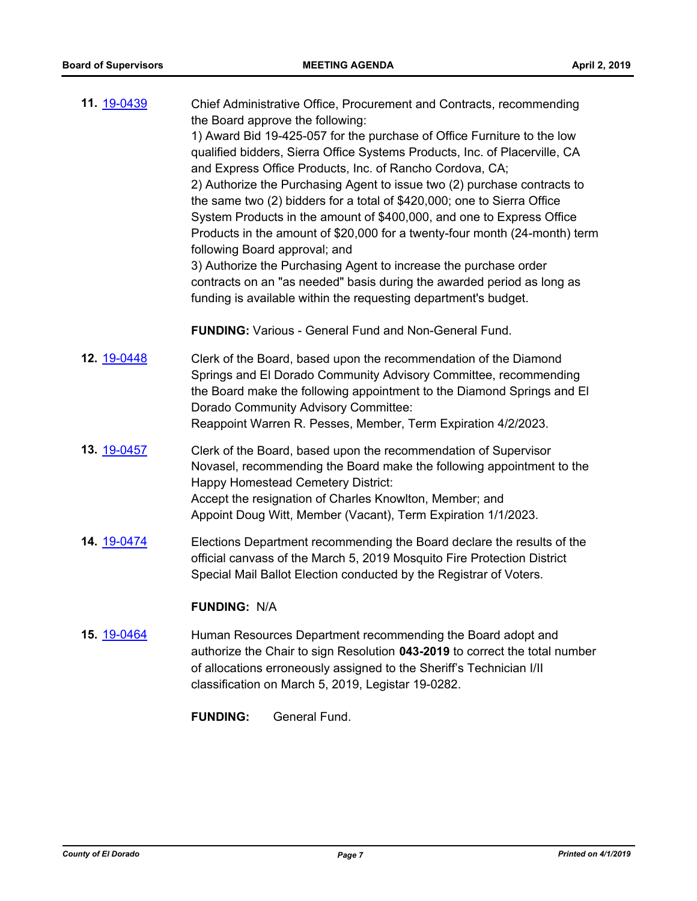**11.** 19-0439

Chief Administrative Office, Procurement and Contracts, recommending the Board approve the following:
1) Award Bid 19-425-057 for the purchase of Office Furniture to the low qualified bidders, Sierra Office Systems Products, Inc. of Placerville, CA and Express Office Products, Inc. of Rancho Cordova, CA;
2) Authorize the Purchasing Agent to issue two (2) purchase contracts to the same two (2) bidders for a total of $420,000; one to Sierra Office System Products in the amount of $400,000, and one to Express Office Products in the amount of $20,000 for a twenty-four month (24-month) term following Board approval; and
3) Authorize the Purchasing Agent to increase the purchase order contracts on an "as needed" basis during the awarded period as long as funding is available within the requesting department's budget.

**FUNDING:** Various - General Fund and Non-General Fund.

**12.** 19-0448

Clerk of the Board, based upon the recommendation of the Diamond Springs and El Dorado Community Advisory Committee, recommending the Board make the following appointment to the Diamond Springs and El Dorado Community Advisory Committee:
Reappoint Warren R. Pesses, Member, Term Expiration 4/2/2023.

**13.** 19-0457

Clerk of the Board, based upon the recommendation of Supervisor Novasel, recommending the Board make the following appointment to the Happy Homestead Cemetery District:
Accept the resignation of Charles Knowlton, Member; and
Appoint Doug Witt, Member (Vacant), Term Expiration 1/1/2023.

**14.** 19-0474

Elections Department recommending the Board declare the results of the official canvass of the March 5, 2019 Mosquito Fire Protection District Special Mail Ballot Election conducted by the Registrar of Voters.

**FUNDING:** N/A

**15.** 19-0464

Human Resources Department recommending the Board adopt and authorize the Chair to sign Resolution **043-2019** to correct the total number of allocations erroneously assigned to the Sheriff's Technician I/II classification on March 5, 2019, Legistar 19-0282.

**FUNDING:** General Fund.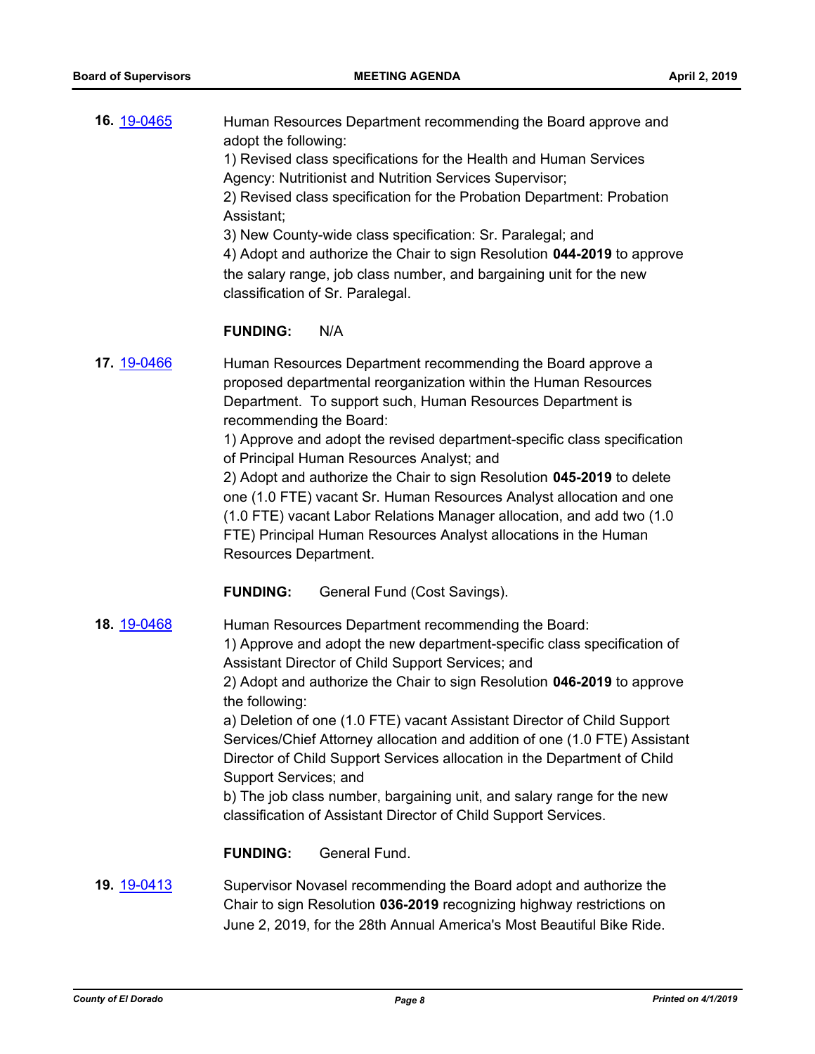**16.** [19-0465](19-0465)

Human Resources Department recommending the Board approve and adopt the following:
1) Revised class specifications for the Health and Human Services Agency: Nutritionist and Nutrition Services Supervisor;
2) Revised class specification for the Probation Department: Probation Assistant;
3) New County-wide class specification: Sr. Paralegal; and
4) Adopt and authorize the Chair to sign Resolution **044-2019** to approve the salary range, job class number, and bargaining unit for the new classification of Sr. Paralegal.

**FUNDING:** N/A

**17.** [19-0466](19-0466)

Human Resources Department recommending the Board approve a proposed departmental reorganization within the Human Resources Department. To support such, Human Resources Department is recommending the Board:
1) Approve and adopt the revised department-specific class specification of Principal Human Resources Analyst; and
2) Adopt and authorize the Chair to sign Resolution **045-2019** to delete one (1.0 FTE) vacant Sr. Human Resources Analyst allocation and one (1.0 FTE) vacant Labor Relations Manager allocation, and add two (1.0 FTE) Principal Human Resources Analyst allocations in the Human Resources Department.

**FUNDING:** General Fund (Cost Savings).

**18.** [19-0468](19-0468)

Human Resources Department recommending the Board:
1) Approve and adopt the new department-specific class specification of Assistant Director of Child Support Services; and
2) Adopt and authorize the Chair to sign Resolution **046-2019** to approve the following:
a) Deletion of one (1.0 FTE) vacant Assistant Director of Child Support Services/Chief Attorney allocation and addition of one (1.0 FTE) Assistant Director of Child Support Services allocation in the Department of Child Support Services; and
b) The job class number, bargaining unit, and salary range for the new classification of Assistant Director of Child Support Services.

**FUNDING:** General Fund.

**19.** [19-0413](19-0413)

Supervisor Novasel recommending the Board adopt and authorize the Chair to sign Resolution **036-2019** recognizing highway restrictions on June 2, 2019, for the 28th Annual America's Most Beautiful Bike Ride.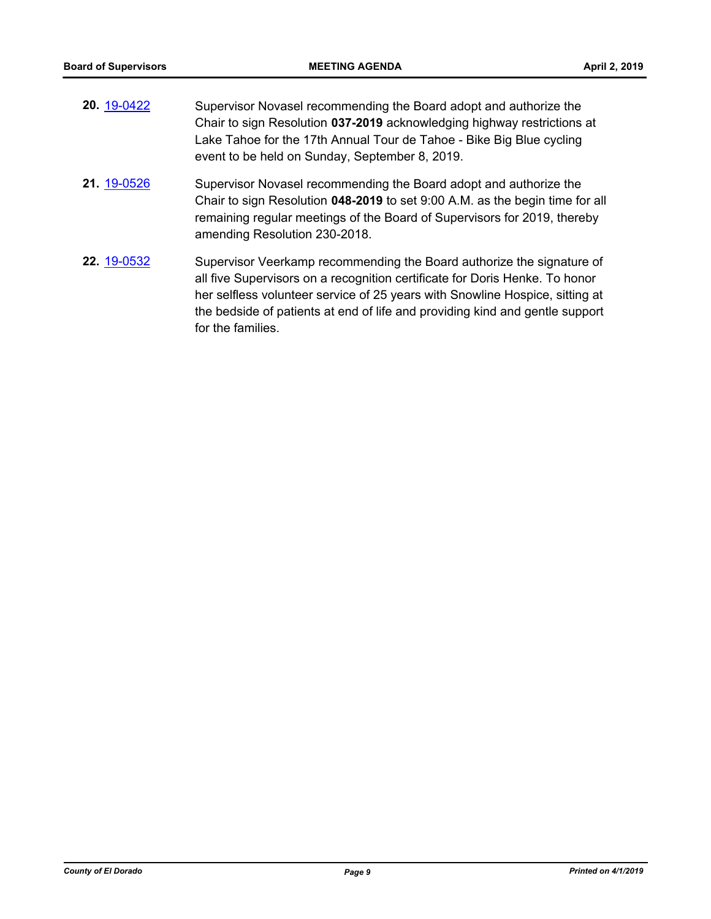**20.** 19-0422 Supervisor Novasel recommending the Board adopt and authorize the Chair to sign Resolution **037-2019** acknowledging highway restrictions at Lake Tahoe for the 17th Annual Tour de Tahoe - Bike Big Blue cycling event to be held on Sunday, September 8, 2019.

**21.** 19-0526 Supervisor Novasel recommending the Board adopt and authorize the Chair to sign Resolution **048-2019** to set 9:00 A.M. as the begin time for all remaining regular meetings of the Board of Supervisors for 2019, thereby amending Resolution 230-2018.

**22.** 19-0532 Supervisor Veerkamp recommending the Board authorize the signature of all five Supervisors on a recognition certificate for Doris Henke. To honor her selfless volunteer service of 25 years with Snowline Hospice, sitting at the bedside of patients at end of life and providing kind and gentle support for the families.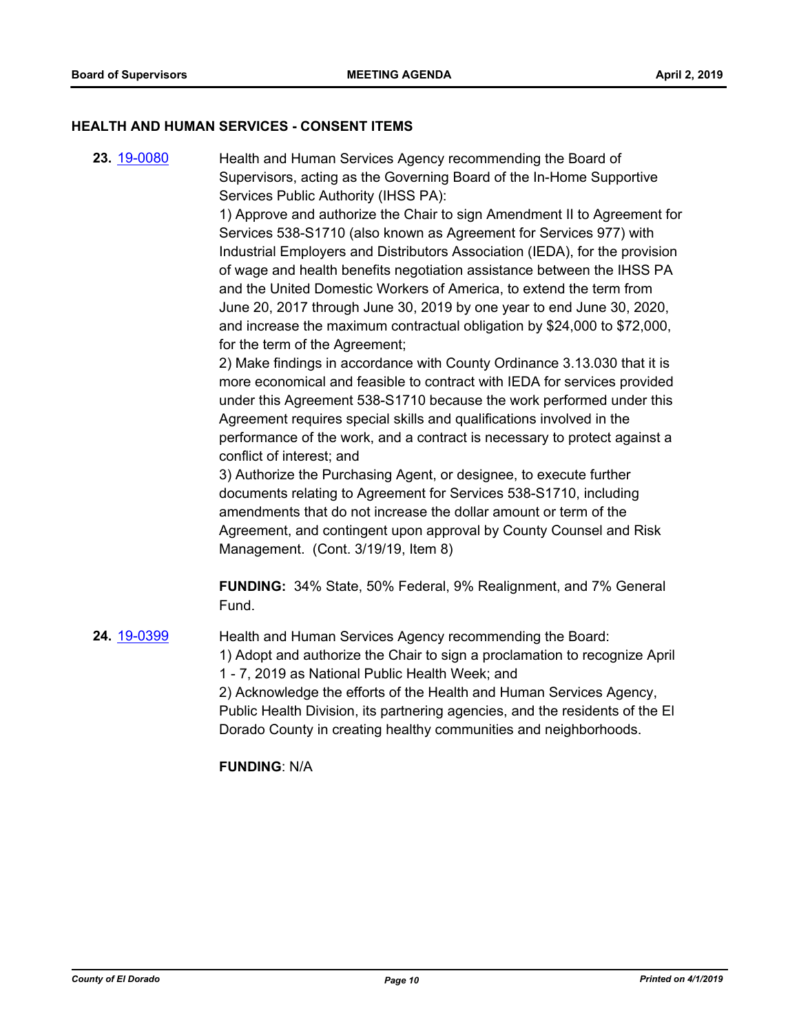## HEALTH AND HUMAN SERVICES - CONSENT ITEMS

**23.** 19-0080

Health and Human Services Agency recommending the Board of Supervisors, acting as the Governing Board of the In-Home Supportive Services Public Authority (IHSS PA):

1) Approve and authorize the Chair to sign Amendment II to Agreement for Services 538-S1710 (also known as Agreement for Services 977) with Industrial Employers and Distributors Association (IEDA), for the provision of wage and health benefits negotiation assistance between the IHSS PA and the United Domestic Workers of America, to extend the term from June 20, 2017 through June 30, 2019 by one year to end June 30, 2020, and increase the maximum contractual obligation by $24,000 to $72,000, for the term of the Agreement;

2) Make findings in accordance with County Ordinance 3.13.030 that it is more economical and feasible to contract with IEDA for services provided under this Agreement 538-S1710 because the work performed under this Agreement requires special skills and qualifications involved in the performance of the work, and a contract is necessary to protect against a conflict of interest; and

3) Authorize the Purchasing Agent, or designee, to execute further documents relating to Agreement for Services 538-S1710, including amendments that do not increase the dollar amount or term of the Agreement, and contingent upon approval by County Counsel and Risk Management. (Cont. 3/19/19, Item 8)

**FUNDING:** 34% State, 50% Federal, 9% Realignment, and 7% General Fund.

**24.** 19-0399

Health and Human Services Agency recommending the Board:

1) Adopt and authorize the Chair to sign a proclamation to recognize April 1 - 7, 2019 as National Public Health Week; and

2) Acknowledge the efforts of the Health and Human Services Agency, Public Health Division, its partnering agencies, and the residents of the El Dorado County in creating healthy communities and neighborhoods.

**FUNDING**: N/A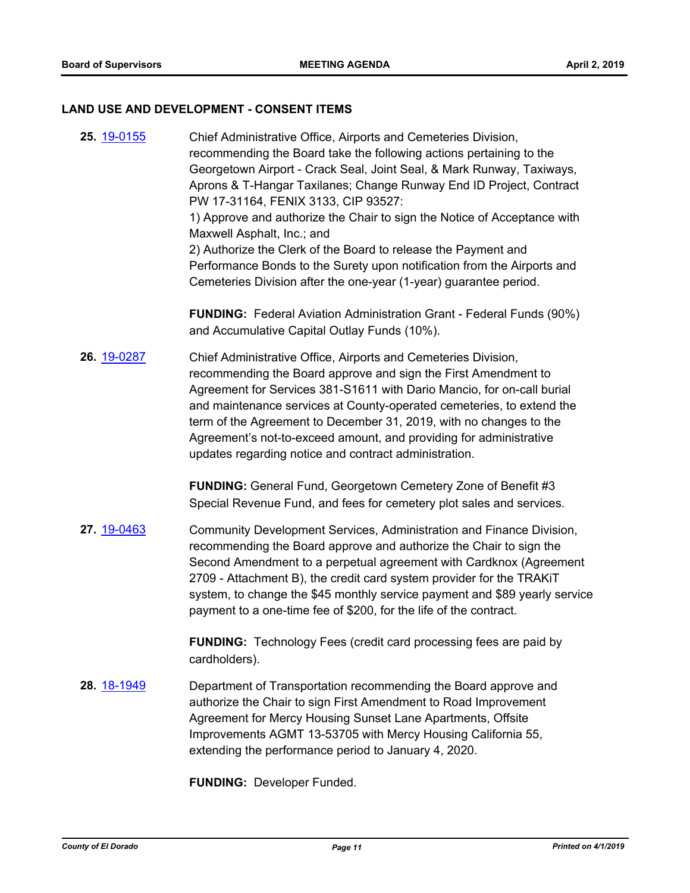## LAND USE AND DEVELOPMENT - CONSENT ITEMS

**25.** [19-0155](19-0155) Chief Administrative Office, Airports and Cemeteries Division, recommending the Board take the following actions pertaining to the Georgetown Airport - Crack Seal, Joint Seal, & Mark Runway, Taxiways, Aprons & T-Hangar Taxilanes; Change Runway End ID Project, Contract PW 17-31164, FENIX 3133, CIP 93527:
1) Approve and authorize the Chair to sign the Notice of Acceptance with Maxwell Asphalt, Inc.; and
2) Authorize the Clerk of the Board to release the Payment and Performance Bonds to the Surety upon notification from the Airports and Cemeteries Division after the one-year (1-year) guarantee period.

**FUNDING:** Federal Aviation Administration Grant - Federal Funds (90%) and Accumulative Capital Outlay Funds (10%).

**26.** [19-0287](19-0287) Chief Administrative Office, Airports and Cemeteries Division, recommending the Board approve and sign the First Amendment to Agreement for Services 381-S1611 with Dario Mancio, for on-call burial and maintenance services at County-operated cemeteries, to extend the term of the Agreement to December 31, 2019, with no changes to the Agreement's not-to-exceed amount, and providing for administrative updates regarding notice and contract administration.

**FUNDING:** General Fund, Georgetown Cemetery Zone of Benefit #3 Special Revenue Fund, and fees for cemetery plot sales and services.

**27.** [19-0463](19-0463) Community Development Services, Administration and Finance Division, recommending the Board approve and authorize the Chair to sign the Second Amendment to a perpetual agreement with Cardknox (Agreement 2709 - Attachment B), the credit card system provider for the TRAKiT system, to change the $45 monthly service payment and $89 yearly service payment to a one-time fee of $200, for the life of the contract.

**FUNDING:** Technology Fees (credit card processing fees are paid by cardholders).

**28.** [18-1949](18-1949) Department of Transportation recommending the Board approve and authorize the Chair to sign First Amendment to Road Improvement Agreement for Mercy Housing Sunset Lane Apartments, Offsite Improvements AGMT 13-53705 with Mercy Housing California 55, extending the performance period to January 4, 2020.

**FUNDING:** Developer Funded.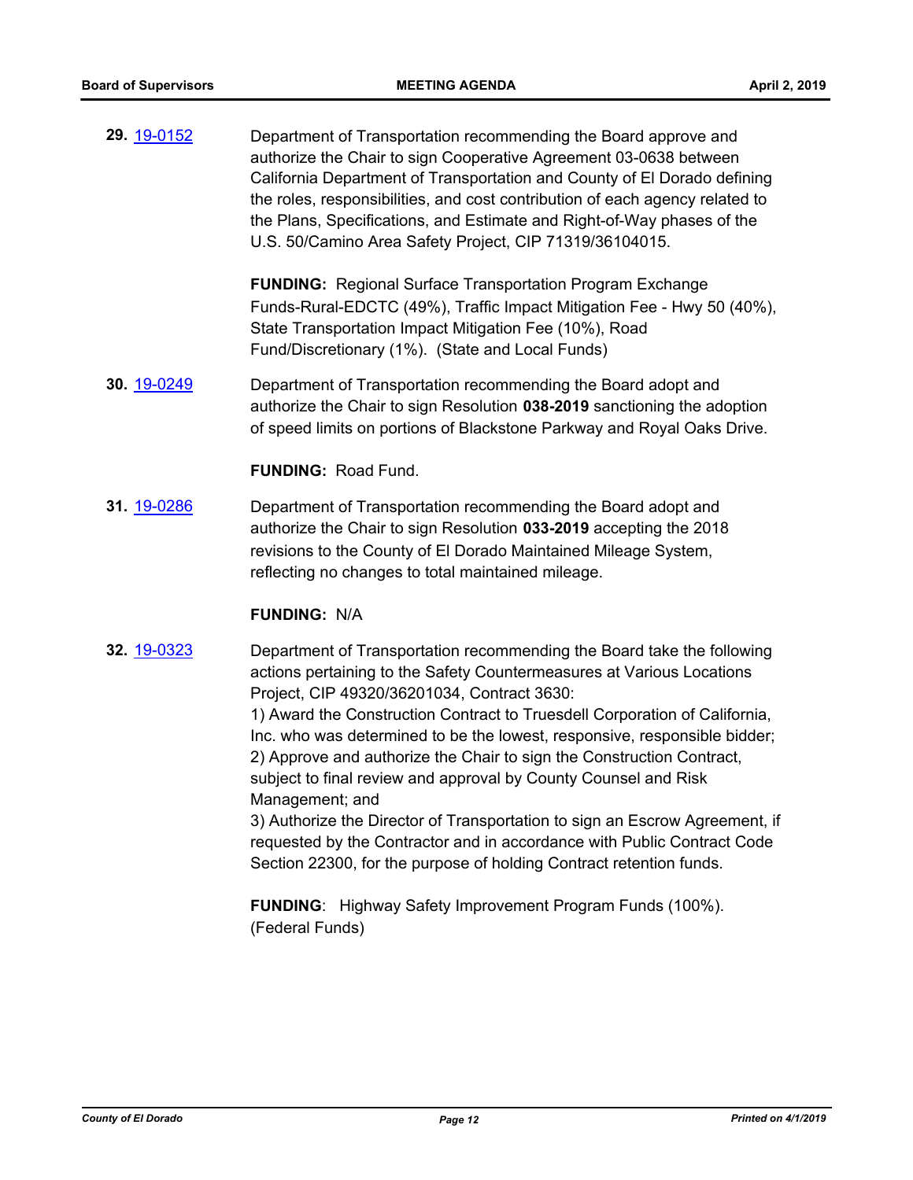**29.** 19-0152

Department of Transportation recommending the Board approve and authorize the Chair to sign Cooperative Agreement 03-0638 between California Department of Transportation and County of El Dorado defining the roles, responsibilities, and cost contribution of each agency related to the Plans, Specifications, and Estimate and Right-of-Way phases of the U.S. 50/Camino Area Safety Project, CIP 71319/36104015.

**FUNDING:** Regional Surface Transportation Program Exchange Funds-Rural-EDCTC (49%), Traffic Impact Mitigation Fee - Hwy 50 (40%), State Transportation Impact Mitigation Fee (10%), Road Fund/Discretionary (1%). (State and Local Funds)

**30.** 19-0249

Department of Transportation recommending the Board adopt and authorize the Chair to sign Resolution **038-2019** sanctioning the adoption of speed limits on portions of Blackstone Parkway and Royal Oaks Drive.

**FUNDING:** Road Fund.

**31.** 19-0286

Department of Transportation recommending the Board adopt and authorize the Chair to sign Resolution **033-2019** accepting the 2018 revisions to the County of El Dorado Maintained Mileage System, reflecting no changes to total maintained mileage.

**FUNDING:** N/A

**32.** 19-0323

Department of Transportation recommending the Board take the following actions pertaining to the Safety Countermeasures at Various Locations Project, CIP 49320/36201034, Contract 3630:

1) Award the Construction Contract to Truesdell Corporation of California, Inc. who was determined to be the lowest, responsive, responsible bidder;
2) Approve and authorize the Chair to sign the Construction Contract, subject to final review and approval by County Counsel and Risk Management; and
3) Authorize the Director of Transportation to sign an Escrow Agreement, if requested by the Contractor and in accordance with Public Contract Code Section 22300, for the purpose of holding Contract retention funds.

**FUNDING**: Highway Safety Improvement Program Funds (100%). (Federal Funds)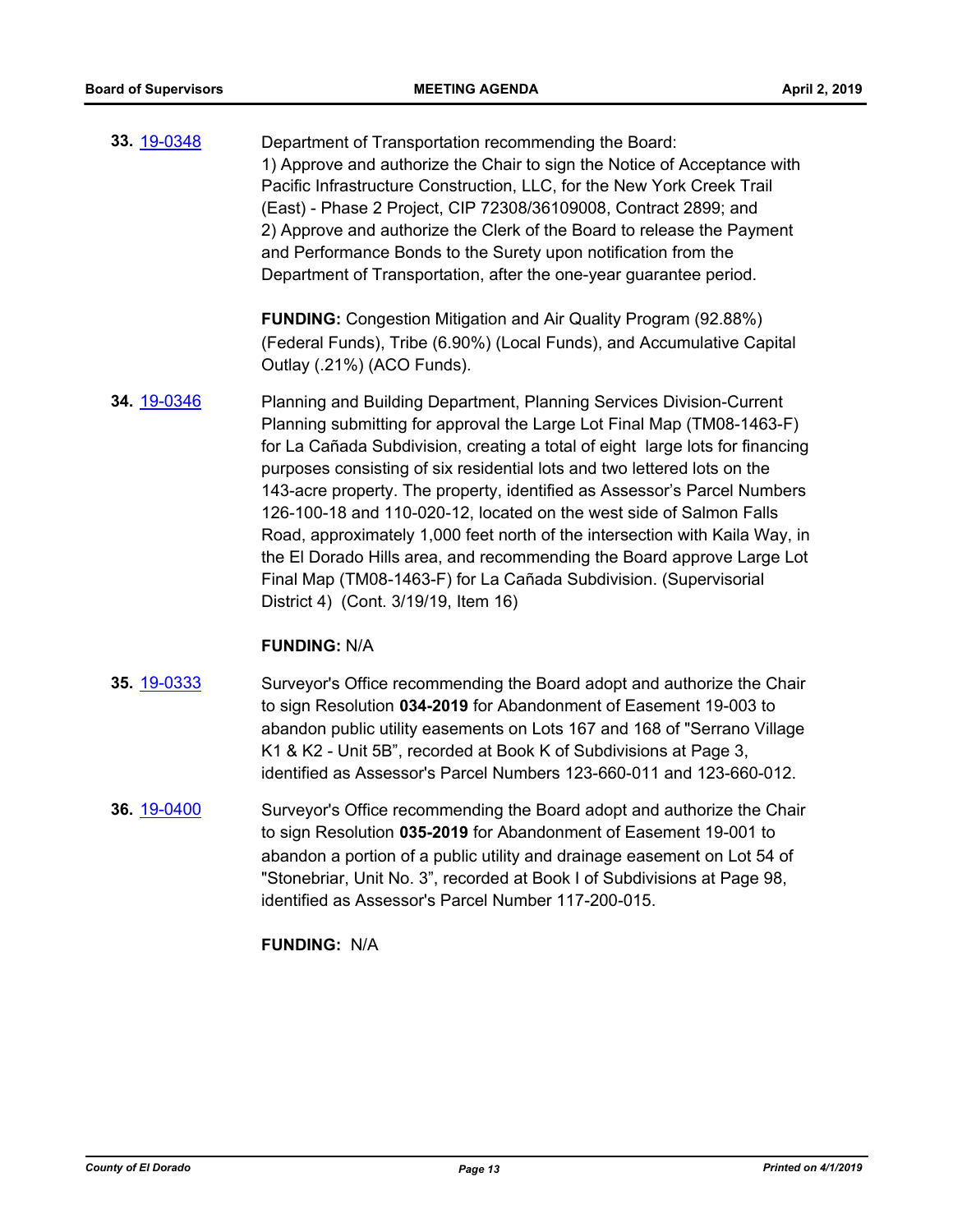**33.** [19-0348](19-0348)

Department of Transportation recommending the Board:
1) Approve and authorize the Chair to sign the Notice of Acceptance with Pacific Infrastructure Construction, LLC, for the New York Creek Trail (East) - Phase 2 Project, CIP 72308/36109008, Contract 2899; and
2) Approve and authorize the Clerk of the Board to release the Payment and Performance Bonds to the Surety upon notification from the Department of Transportation, after the one-year guarantee period.

**FUNDING:** Congestion Mitigation and Air Quality Program (92.88%) (Federal Funds), Tribe (6.90%) (Local Funds), and Accumulative Capital Outlay (.21%) (ACO Funds).

**34.** [19-0346](19-0346)

Planning and Building Department, Planning Services Division-Current Planning submitting for approval the Large Lot Final Map (TM08-1463-F) for La Cañada Subdivision, creating a total of eight large lots for financing purposes consisting of six residential lots and two lettered lots on the 143-acre property. The property, identified as Assessor's Parcel Numbers 126-100-18 and 110-020-12, located on the west side of Salmon Falls Road, approximately 1,000 feet north of the intersection with Kaila Way, in the El Dorado Hills area, and recommending the Board approve Large Lot Final Map (TM08-1463-F) for La Cañada Subdivision. (Supervisorial District 4) (Cont. 3/19/19, Item 16)

**FUNDING:** N/A

**35.** [19-0333](19-0333)

Surveyor's Office recommending the Board adopt and authorize the Chair to sign Resolution **034-2019** for Abandonment of Easement 19-003 to abandon public utility easements on Lots 167 and 168 of "Serrano Village K1 & K2 - Unit 5B", recorded at Book K of Subdivisions at Page 3, identified as Assessor's Parcel Numbers 123-660-011 and 123-660-012.

**36.** [19-0400](19-0400)

Surveyor's Office recommending the Board adopt and authorize the Chair to sign Resolution **035-2019** for Abandonment of Easement 19-001 to abandon a portion of a public utility and drainage easement on Lot 54 of "Stonebriar, Unit No. 3", recorded at Book I of Subdivisions at Page 98, identified as Assessor's Parcel Number 117-200-015.

**FUNDING:** N/A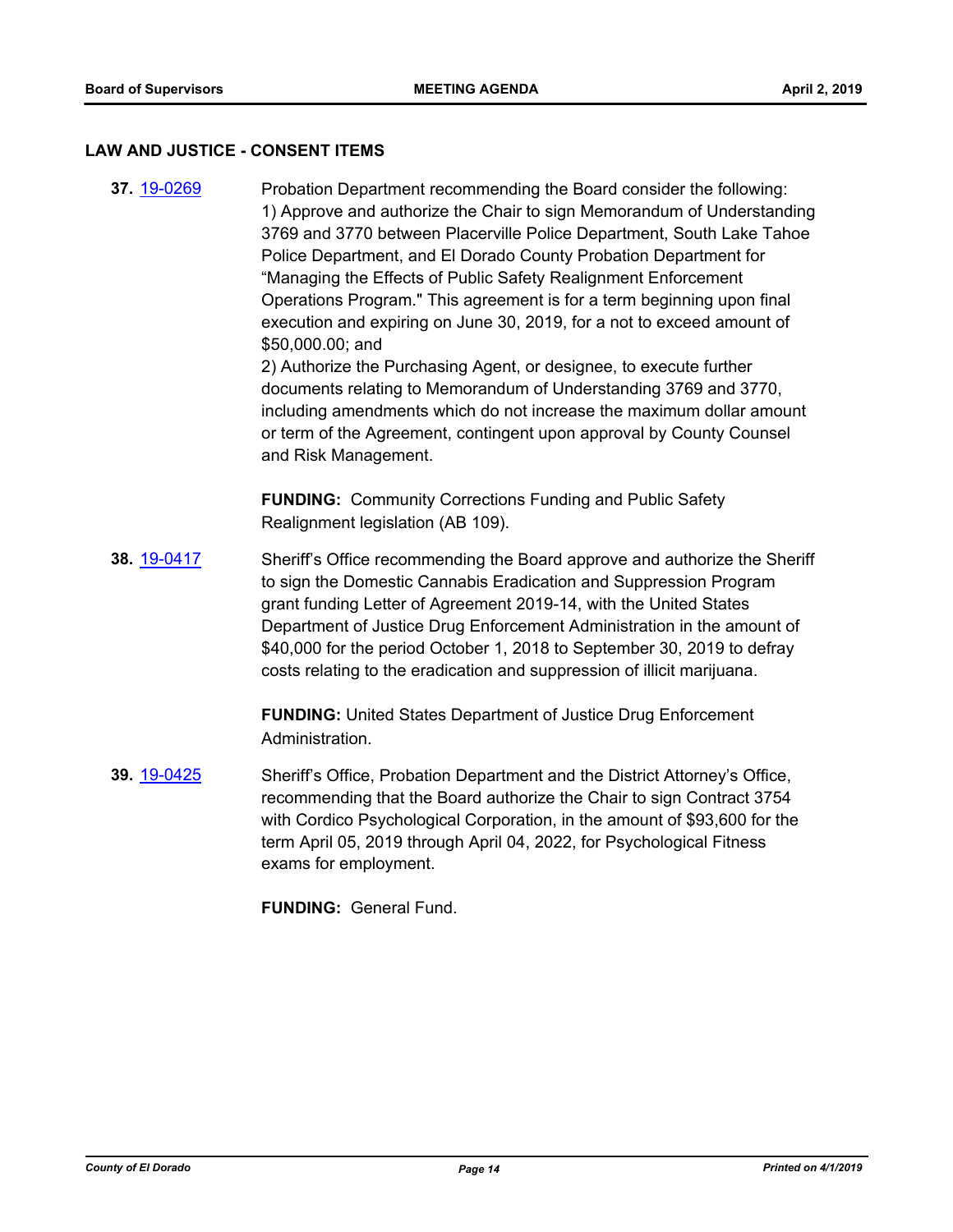## LAW AND JUSTICE - CONSENT ITEMS

**37.** 19-0269

Probation Department recommending the Board consider the following:
1) Approve and authorize the Chair to sign Memorandum of Understanding 3769 and 3770 between Placerville Police Department, South Lake Tahoe Police Department, and El Dorado County Probation Department for "Managing the Effects of Public Safety Realignment Enforcement Operations Program." This agreement is for a term beginning upon final execution and expiring on June 30, 2019, for a not to exceed amount of $50,000.00; and
2) Authorize the Purchasing Agent, or designee, to execute further documents relating to Memorandum of Understanding 3769 and 3770, including amendments which do not increase the maximum dollar amount or term of the Agreement, contingent upon approval by County Counsel and Risk Management.

**FUNDING:** Community Corrections Funding and Public Safety Realignment legislation (AB 109).

**38.** 19-0417

Sheriff's Office recommending the Board approve and authorize the Sheriff to sign the Domestic Cannabis Eradication and Suppression Program grant funding Letter of Agreement 2019-14, with the United States Department of Justice Drug Enforcement Administration in the amount of $40,000 for the period October 1, 2018 to September 30, 2019 to defray costs relating to the eradication and suppression of illicit marijuana.

**FUNDING:** United States Department of Justice Drug Enforcement Administration.

**39.** 19-0425

Sheriff's Office, Probation Department and the District Attorney's Office, recommending that the Board authorize the Chair to sign Contract 3754 with Cordico Psychological Corporation, in the amount of $93,600 for the term April 05, 2019 through April 04, 2022, for Psychological Fitness exams for employment.

**FUNDING:** General Fund.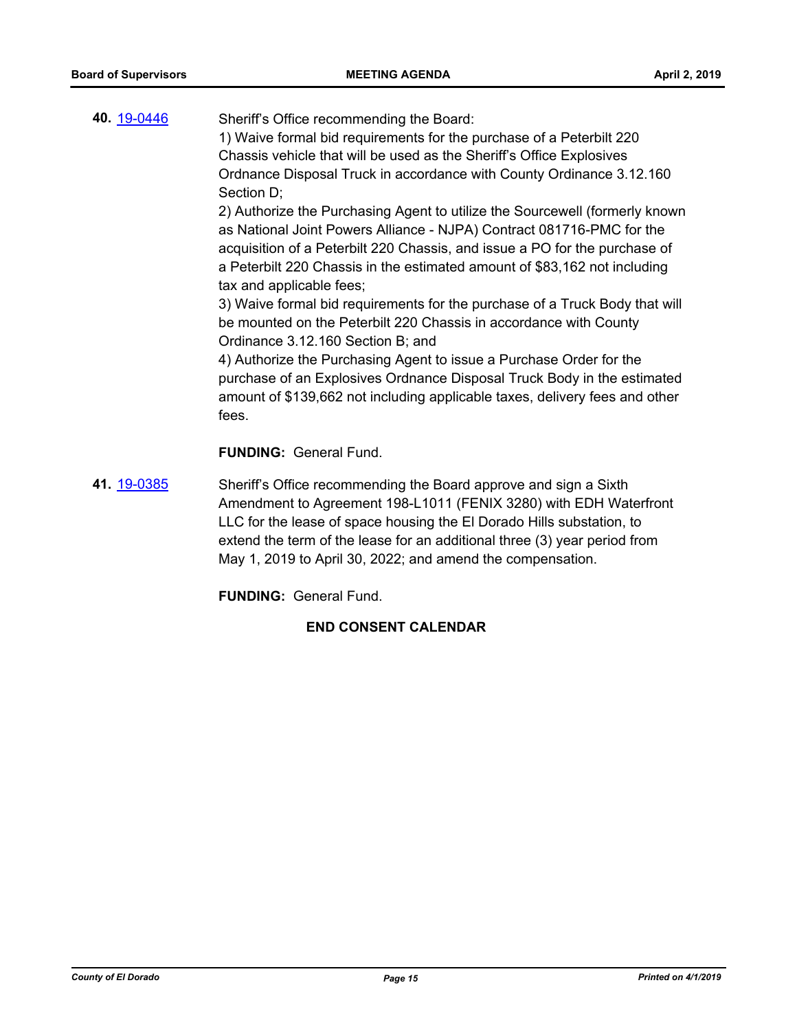**40.** [19-0446]

Sheriff's Office recommending the Board:

1) Waive formal bid requirements for the purchase of a Peterbilt 220 Chassis vehicle that will be used as the Sheriff's Office Explosives Ordnance Disposal Truck in accordance with County Ordinance 3.12.160 Section D;

2) Authorize the Purchasing Agent to utilize the Sourcewell (formerly known as National Joint Powers Alliance - NJPA) Contract 081716-PMC for the acquisition of a Peterbilt 220 Chassis, and issue a PO for the purchase of a Peterbilt 220 Chassis in the estimated amount of $83,162 not including tax and applicable fees;

3) Waive formal bid requirements for the purchase of a Truck Body that will be mounted on the Peterbilt 220 Chassis in accordance with County Ordinance 3.12.160 Section B; and

4) Authorize the Purchasing Agent to issue a Purchase Order for the purchase of an Explosives Ordnance Disposal Truck Body in the estimated amount of $139,662 not including applicable taxes, delivery fees and other fees.

**FUNDING:** General Fund.

**41.** [19-0385]

Sheriff's Office recommending the Board approve and sign a Sixth Amendment to Agreement 198-L1011 (FENIX 3280) with EDH Waterfront LLC for the lease of space housing the El Dorado Hills substation, to extend the term of the lease for an additional three (3) year period from May 1, 2019 to April 30, 2022; and amend the compensation.

**FUNDING:** General Fund.

**END CONSENT CALENDAR**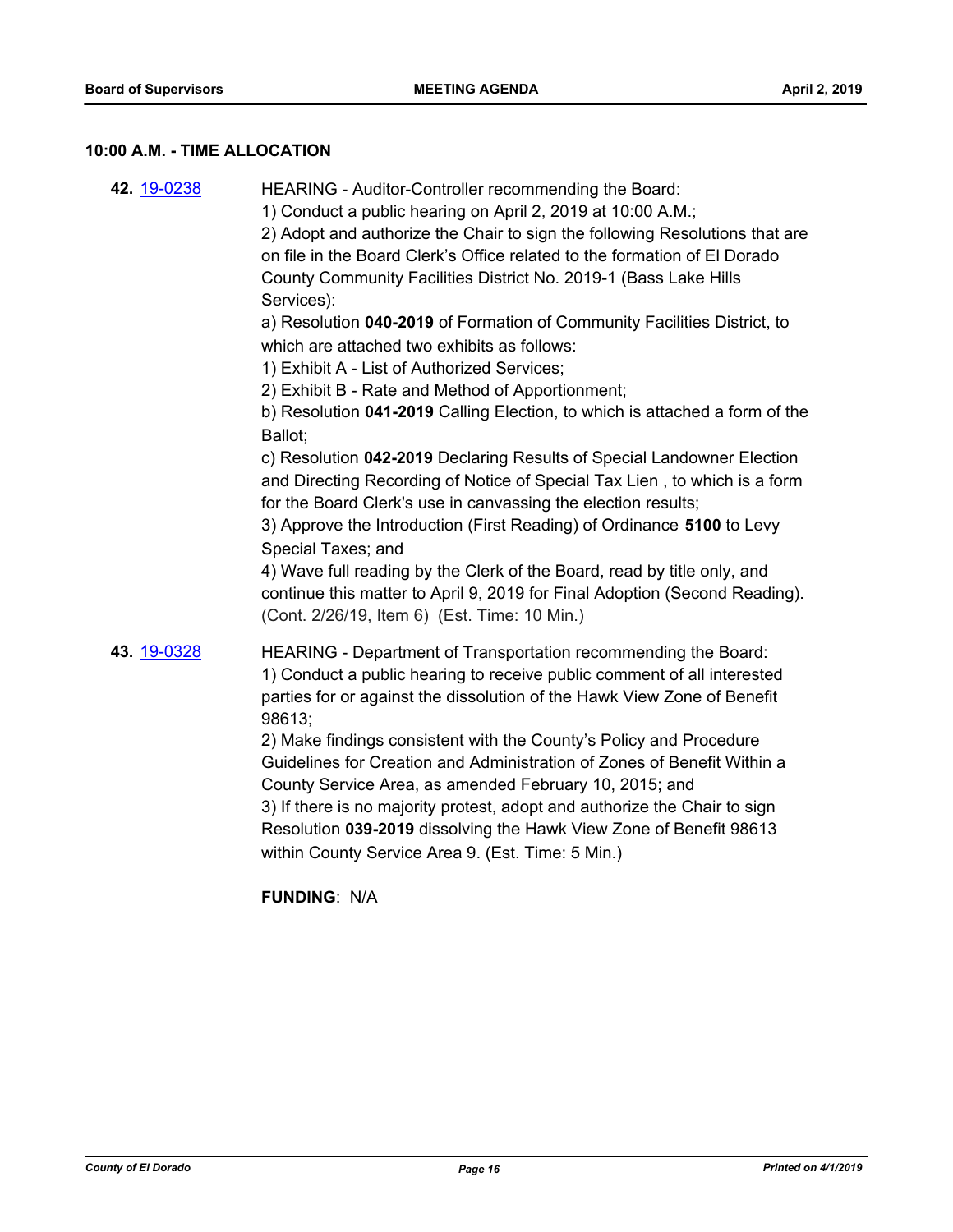## 10:00 A.M. - TIME ALLOCATION

**42.** [19-0238](19-0238)

HEARING - Auditor-Controller recommending the Board:
1) Conduct a public hearing on April 2, 2019 at 10:00 A.M.;
2) Adopt and authorize the Chair to sign the following Resolutions that are on file in the Board Clerk's Office related to the formation of El Dorado County Community Facilities District No. 2019-1 (Bass Lake Hills Services):
a) Resolution **040-2019** of Formation of Community Facilities District, to which are attached two exhibits as follows:
1) Exhibit A - List of Authorized Services;
2) Exhibit B - Rate and Method of Apportionment;
b) Resolution **041-2019** Calling Election, to which is attached a form of the Ballot;
c) Resolution **042-2019** Declaring Results of Special Landowner Election and Directing Recording of Notice of Special Tax Lien , to which is a form for the Board Clerk's use in canvassing the election results;
3) Approve the Introduction (First Reading) of Ordinance **5100** to Levy Special Taxes; and
4) Wave full reading by the Clerk of the Board, read by title only, and continue this matter to April 9, 2019 for Final Adoption (Second Reading).
(Cont. 2/26/19, Item 6) (Est. Time: 10 Min.)

**43.** [19-0328](19-0328)

HEARING - Department of Transportation recommending the Board:
1) Conduct a public hearing to receive public comment of all interested parties for or against the dissolution of the Hawk View Zone of Benefit 98613;
2) Make findings consistent with the County's Policy and Procedure Guidelines for Creation and Administration of Zones of Benefit Within a County Service Area, as amended February 10, 2015; and
3) If there is no majority protest, adopt and authorize the Chair to sign Resolution **039-2019** dissolving the Hawk View Zone of Benefit 98613 within County Service Area 9. (Est. Time: 5 Min.)

**FUNDING**: N/A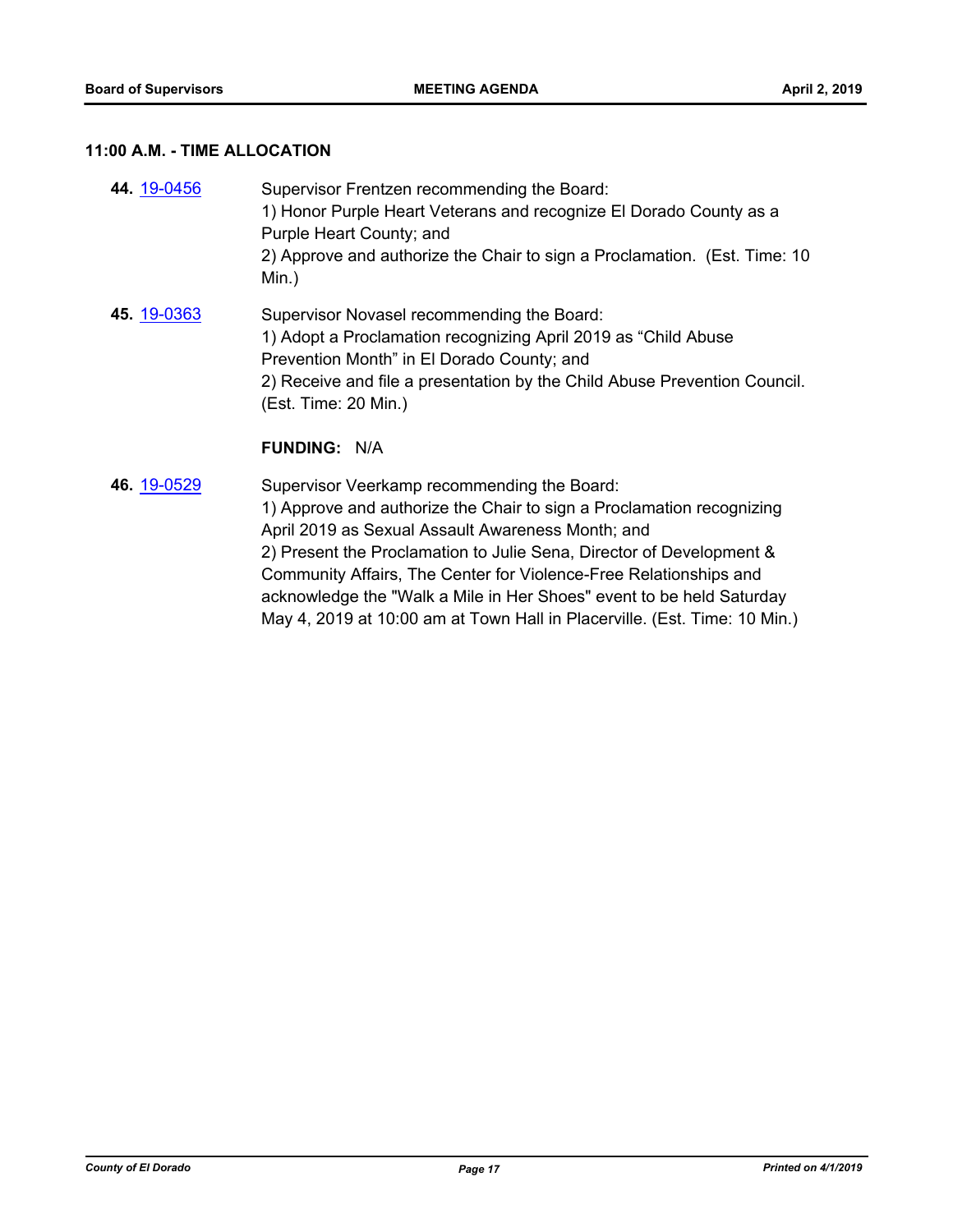### 11:00 A.M. - TIME ALLOCATION

**44.** [19-0456](19-0456) Supervisor Frentzen recommending the Board:
1) Honor Purple Heart Veterans and recognize El Dorado County as a Purple Heart County; and
2) Approve and authorize the Chair to sign a Proclamation. (Est. Time: 10 Min.)

**45.** [19-0363](19-0363) Supervisor Novasel recommending the Board:
1) Adopt a Proclamation recognizing April 2019 as "Child Abuse Prevention Month" in El Dorado County; and
2) Receive and file a presentation by the Child Abuse Prevention Council. (Est. Time: 20 Min.)

**FUNDING:** N/A

**46.** [19-0529](19-0529) Supervisor Veerkamp recommending the Board:
1) Approve and authorize the Chair to sign a Proclamation recognizing April 2019 as Sexual Assault Awareness Month; and
2) Present the Proclamation to Julie Sena, Director of Development & Community Affairs, The Center for Violence-Free Relationships and acknowledge the "Walk a Mile in Her Shoes" event to be held Saturday May 4, 2019 at 10:00 am at Town Hall in Placerville. (Est. Time: 10 Min.)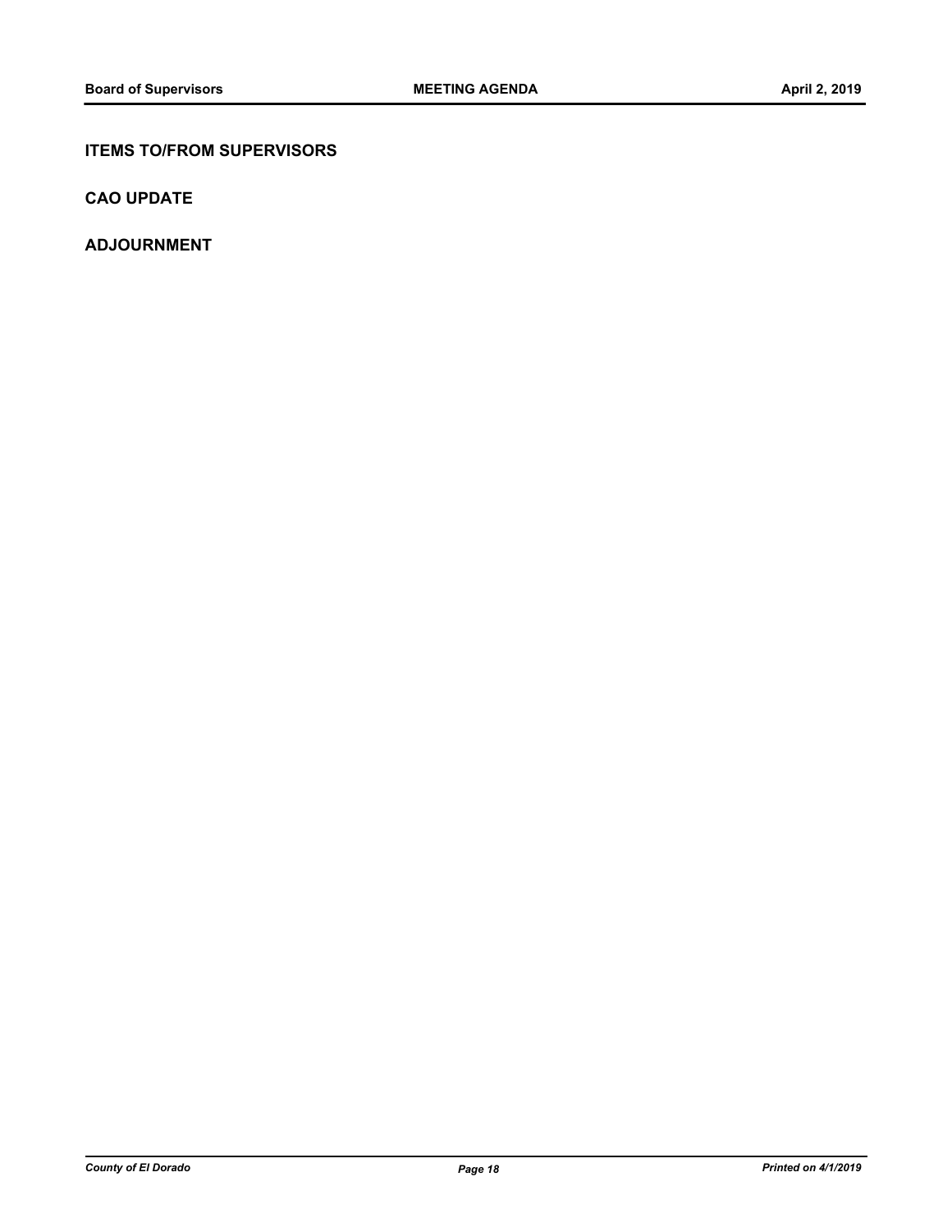## ITEMS TO/FROM SUPERVISORS

## CAO UPDATE

## ADJOURNMENT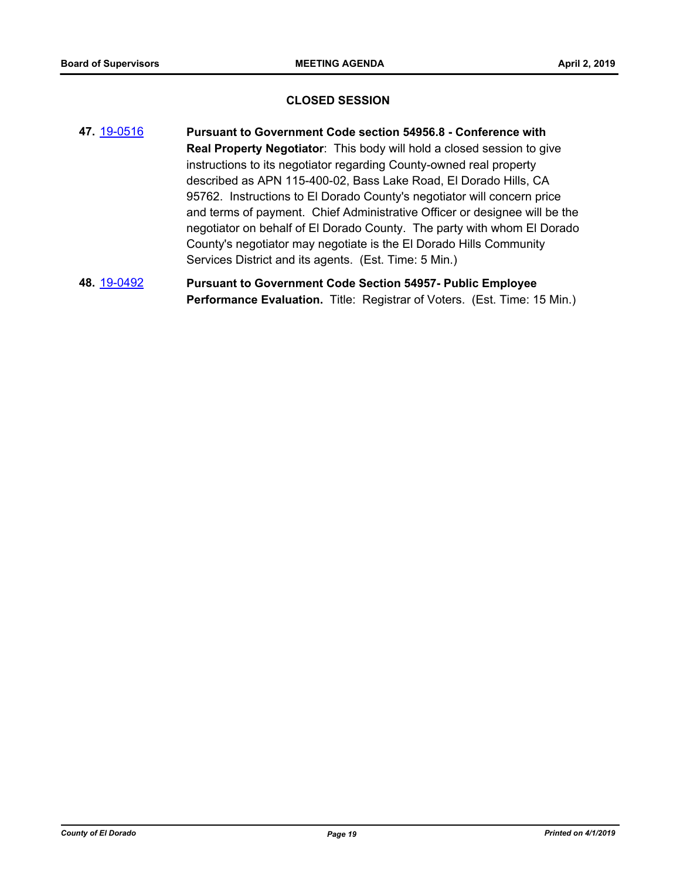## CLOSED SESSION

**47.** 19-0516 **Pursuant to Government Code section 54956.8 - Conference with Real Property Negotiator**: This body will hold a closed session to give instructions to its negotiator regarding County-owned real property described as APN 115-400-02, Bass Lake Road, El Dorado Hills, CA 95762. Instructions to El Dorado County's negotiator will concern price and terms of payment. Chief Administrative Officer or designee will be the negotiator on behalf of El Dorado County. The party with whom El Dorado County's negotiator may negotiate is the El Dorado Hills Community Services District and its agents. (Est. Time: 5 Min.)

**48.** 19-0492 **Pursuant to Government Code Section 54957- Public Employee Performance Evaluation.** Title: Registrar of Voters. (Est. Time: 15 Min.)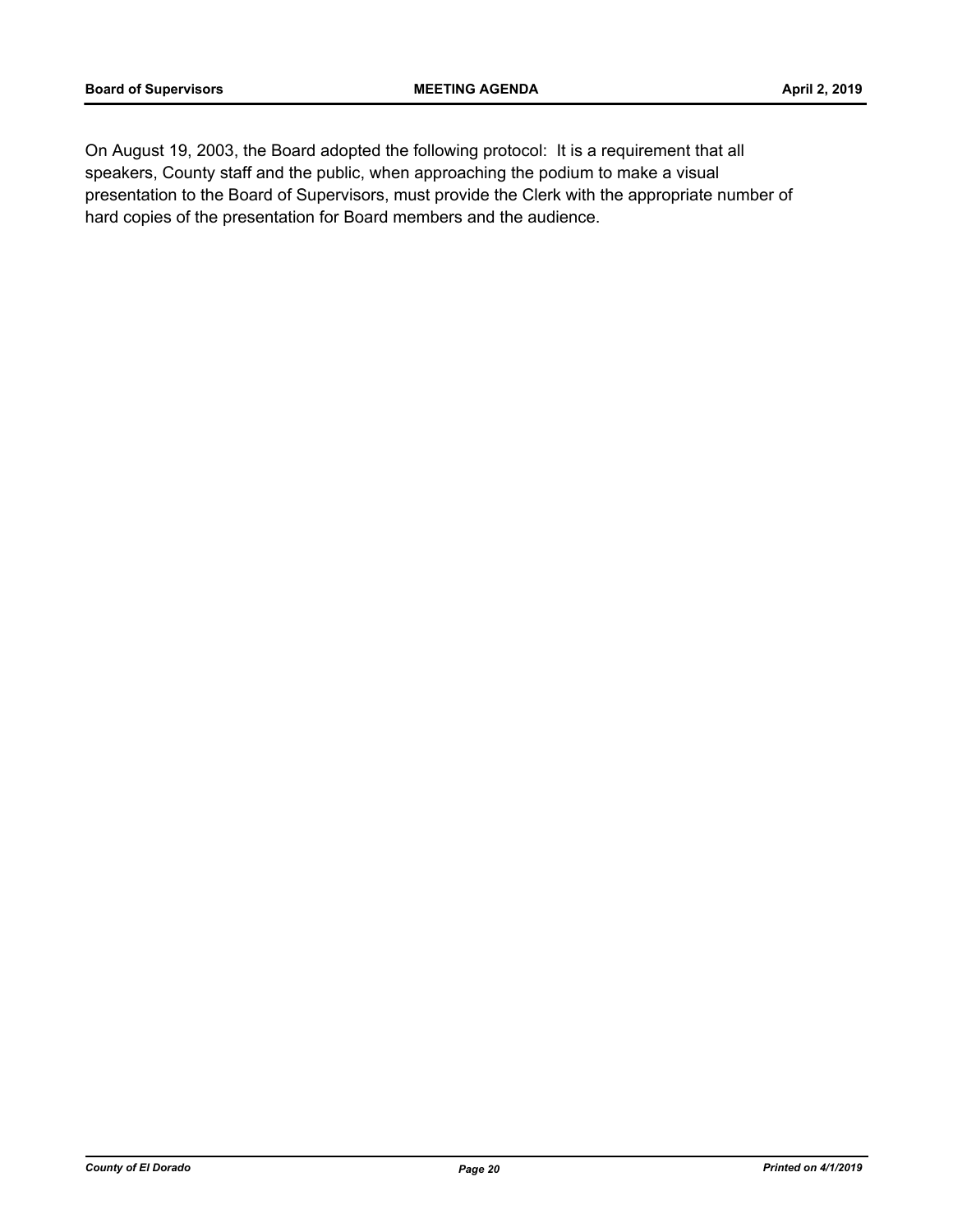On August 19, 2003, the Board adopted the following protocol: It is a requirement that all speakers, County staff and the public, when approaching the podium to make a visual presentation to the Board of Supervisors, must provide the Clerk with the appropriate number of hard copies of the presentation for Board members and the audience.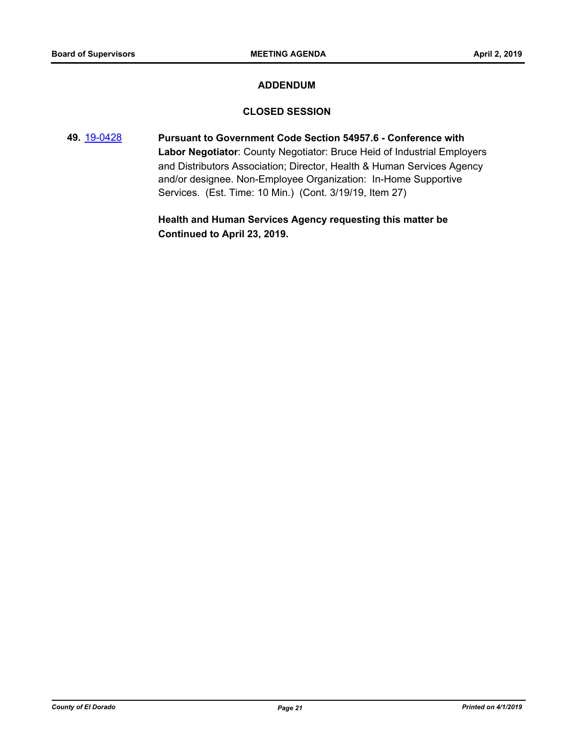## ADDENDUM

## CLOSED SESSION

**49.** [19-0428](19-0428) **Pursuant to Government Code Section 54957.6 - Conference with Labor Negotiator**: County Negotiator: Bruce Heid of Industrial Employers and Distributors Association; Director, Health & Human Services Agency and/or designee. Non-Employee Organization: In-Home Supportive Services. (Est. Time: 10 Min.) (Cont. 3/19/19, Item 27)

**Health and Human Services Agency requesting this matter be Continued to April 23, 2019.**